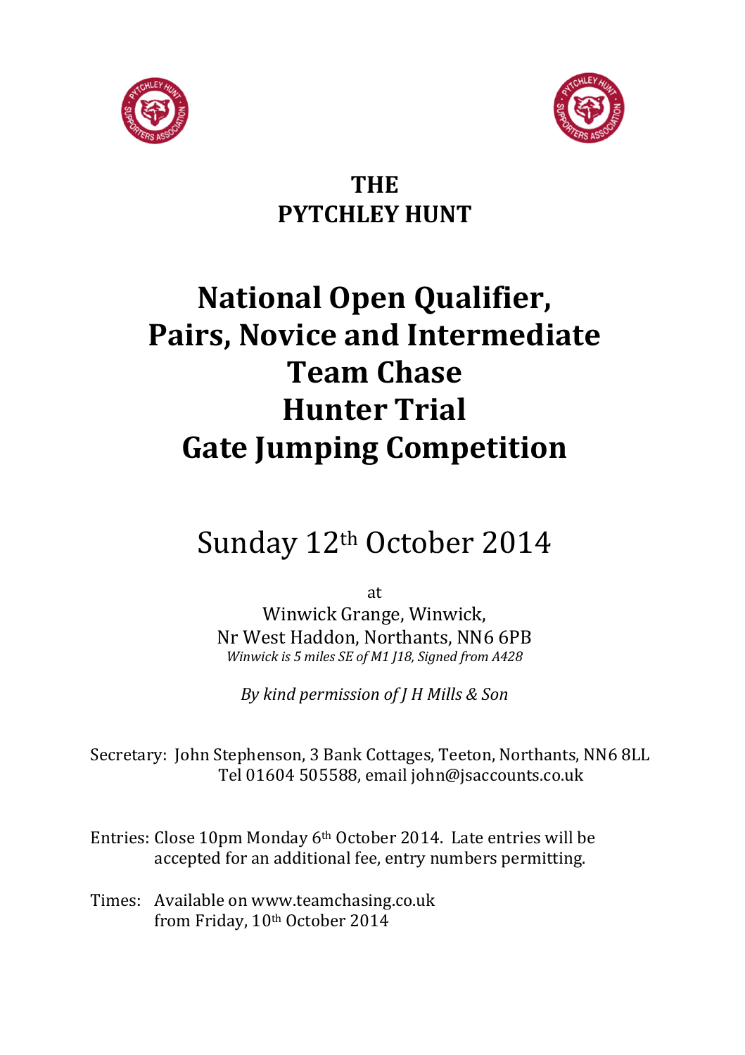# THE PYTCHLEY HUNT

# National Open Qualifier, Pairs, Novice and Intermediate Team Chase Hunter Trial Gate Jumping Competition

## Sunday 12th October 2014

at
Winwick Grange, Winwick,
Nr West Haddon, Northants, NN6 6PB
*Winwick is 5 miles SE of M1 J18, Signed from A428*

*By kind permission of J H Mills & Son*

Secretary: John Stephenson, 3 Bank Cottages, Teeton, Northants, NN6 8LL
Tel 01604 505588, email john@jsaccounts.co.uk

Entries: Close 10pm Monday 6th October 2014. Late entries will be accepted for an additional fee, entry numbers permitting.

Times: Available on www.teamchasing.co.uk from Friday, 10th October 2014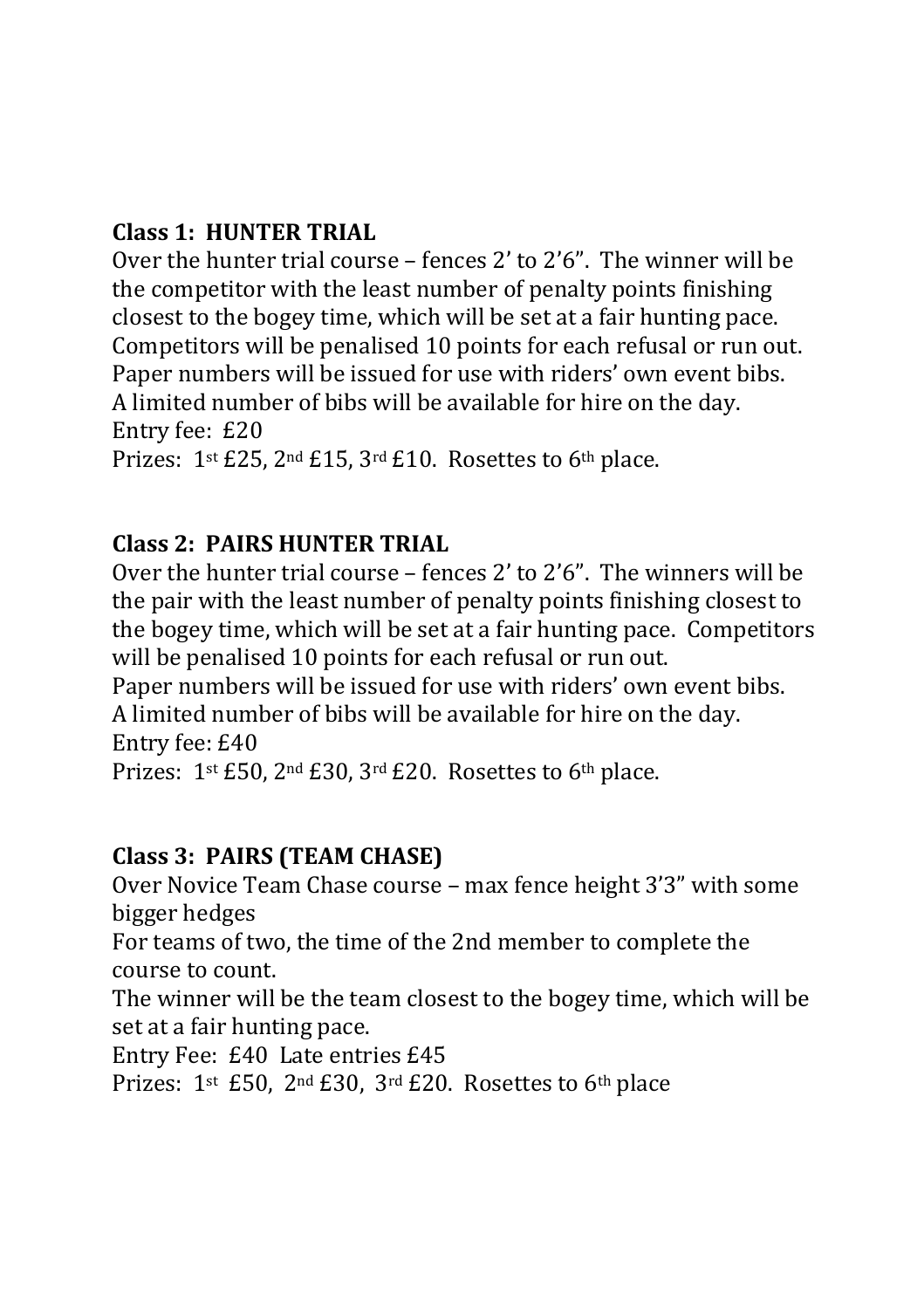**Class 1: HUNTER TRIAL**

Over the hunter trial course – fences 2' to 2'6". The winner will be the competitor with the least number of penalty points finishing closest to the bogey time, which will be set at a fair hunting pace. Competitors will be penalised 10 points for each refusal or run out.
Paper numbers will be issued for use with riders' own event bibs.
A limited number of bibs will be available for hire on the day.
Entry fee: £20
Prizes: 1st £25, 2nd £15, 3rd £10. Rosettes to 6th place.

**Class 2: PAIRS HUNTER TRIAL**

Over the hunter trial course – fences 2' to 2'6". The winners will be the pair with the least number of penalty points finishing closest to the bogey time, which will be set at a fair hunting pace. Competitors will be penalised 10 points for each refusal or run out.
Paper numbers will be issued for use with riders' own event bibs.
A limited number of bibs will be available for hire on the day.
Entry fee: £40
Prizes: 1st £50, 2nd £30, 3rd £20. Rosettes to 6th place.

**Class 3: PAIRS (TEAM CHASE)**

Over Novice Team Chase course – max fence height 3'3" with some bigger hedges
For teams of two, the time of the 2nd member to complete the course to count.
The winner will be the team closest to the bogey time, which will be set at a fair hunting pace.
Entry Fee: £40 Late entries £45
Prizes: 1st £50, 2nd £30, 3rd £20. Rosettes to 6th place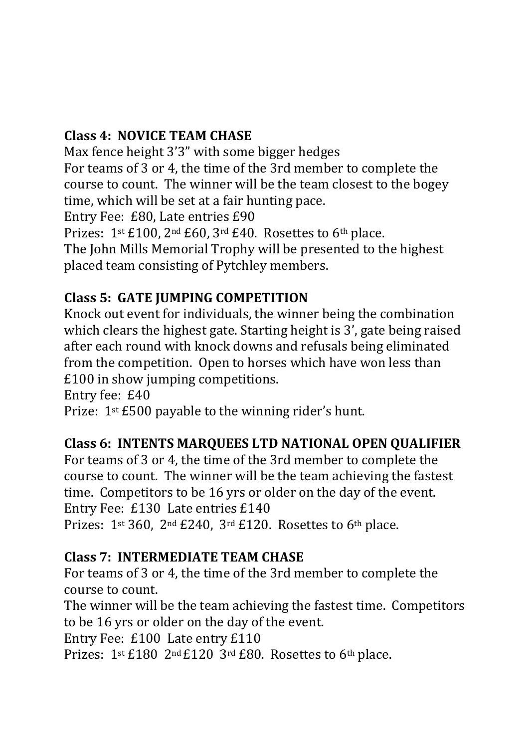**Class 4: NOVICE TEAM CHASE**

Max fence height 3'3" with some bigger hedges

For teams of 3 or 4, the time of the 3rd member to complete the course to count. The winner will be the team closest to the bogey time, which will be set at a fair hunting pace.

Entry Fee: £80, Late entries £90

Prizes: 1st £100, 2nd £60, 3rd £40. Rosettes to 6th place.

The John Mills Memorial Trophy will be presented to the highest placed team consisting of Pytchley members.

**Class 5: GATE JUMPING COMPETITION**

Knock out event for individuals, the winner being the combination which clears the highest gate. Starting height is 3', gate being raised after each round with knock downs and refusals being eliminated from the competition. Open to horses which have won less than £100 in show jumping competitions.

Entry fee: £40

Prize: 1st £500 payable to the winning rider's hunt.

**Class 6: INTENTS MARQUEES LTD NATIONAL OPEN QUALIFIER**

For teams of 3 or 4, the time of the 3rd member to complete the course to count. The winner will be the team achieving the fastest time. Competitors to be 16 yrs or older on the day of the event.

Entry Fee: £130 Late entries £140

Prizes: 1st 360, 2nd £240, 3rd £120. Rosettes to 6th place.

**Class 7: INTERMEDIATE TEAM CHASE**

For teams of 3 or 4, the time of the 3rd member to complete the course to count.

The winner will be the team achieving the fastest time. Competitors to be 16 yrs or older on the day of the event.

Entry Fee: £100 Late entry £110

Prizes: 1st £180 2nd £120 3rd £80. Rosettes to 6th place.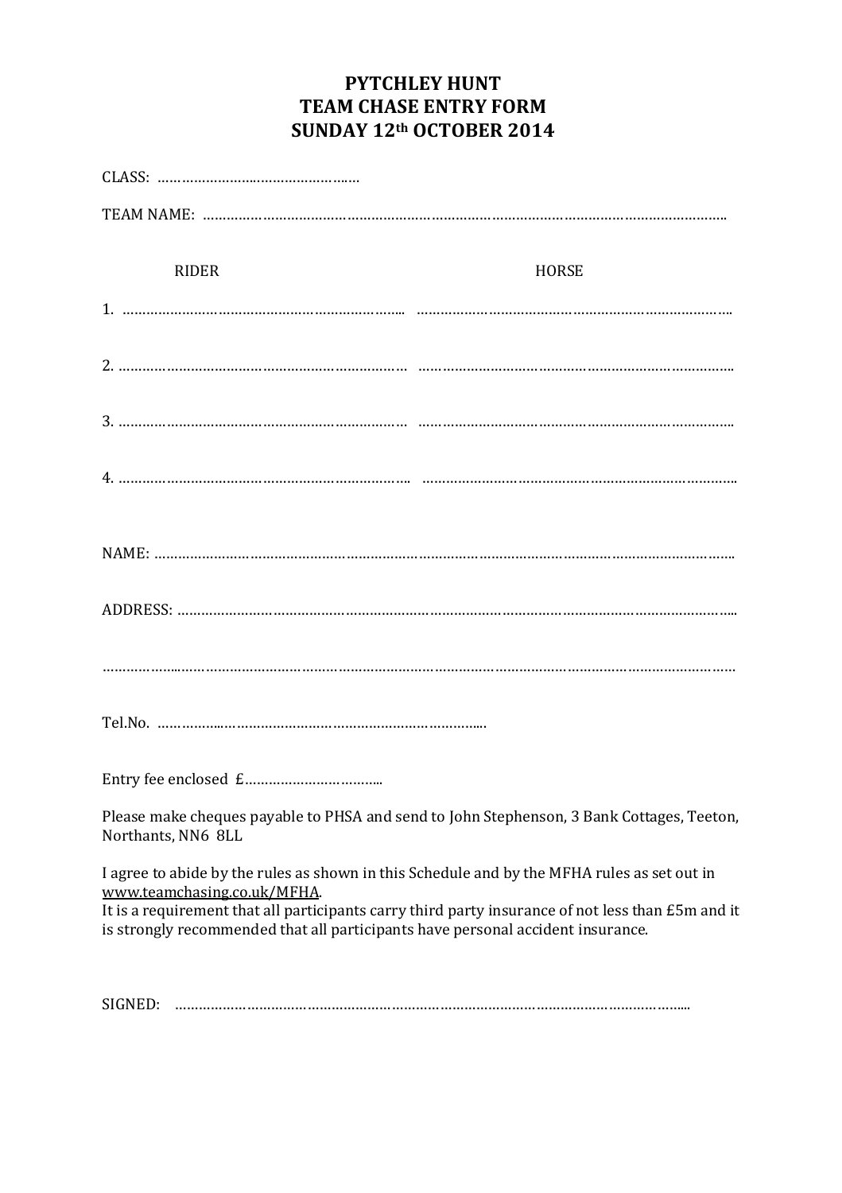# PYTCHLEY HUNT
# TEAM CHASE ENTRY FORM
# SUNDAY 12th OCTOBER 2014

CLASS: ……………………………………………

TEAM NAME: ……………………………………………………………………………………………………………

| RIDER | HORSE |
|---|---|
| 1. ……………………………………………………… | ……………………………………………………………… |
| 2. ……………………………………………………… | ……………………………………………………………… |
| 3. ……………………………………………………… | ……………………………………………………………… |
| 4. ……………………………………………………… | ……………………………………………………………… |

NAME: ……………………………………………………………………………………………………………………

ADDRESS: ………………………………………………………………………………………………………………

……………………………………………………………………………………………………………………………

Tel.No. ………………………………………………………………

Entry fee enclosed £……………………………

Please make cheques payable to PHSA and send to John Stephenson, 3 Bank Cottages, Teeton, Northants, NN6 8LL

I agree to abide by the rules as shown in this Schedule and by the MFHA rules as set out in www.teamchasing.co.uk/MFHA.
It is a requirement that all participants carry third party insurance of not less than £5m and it is strongly recommended that all participants have personal accident insurance.

SIGNED: ……………………………………………………………………………………………………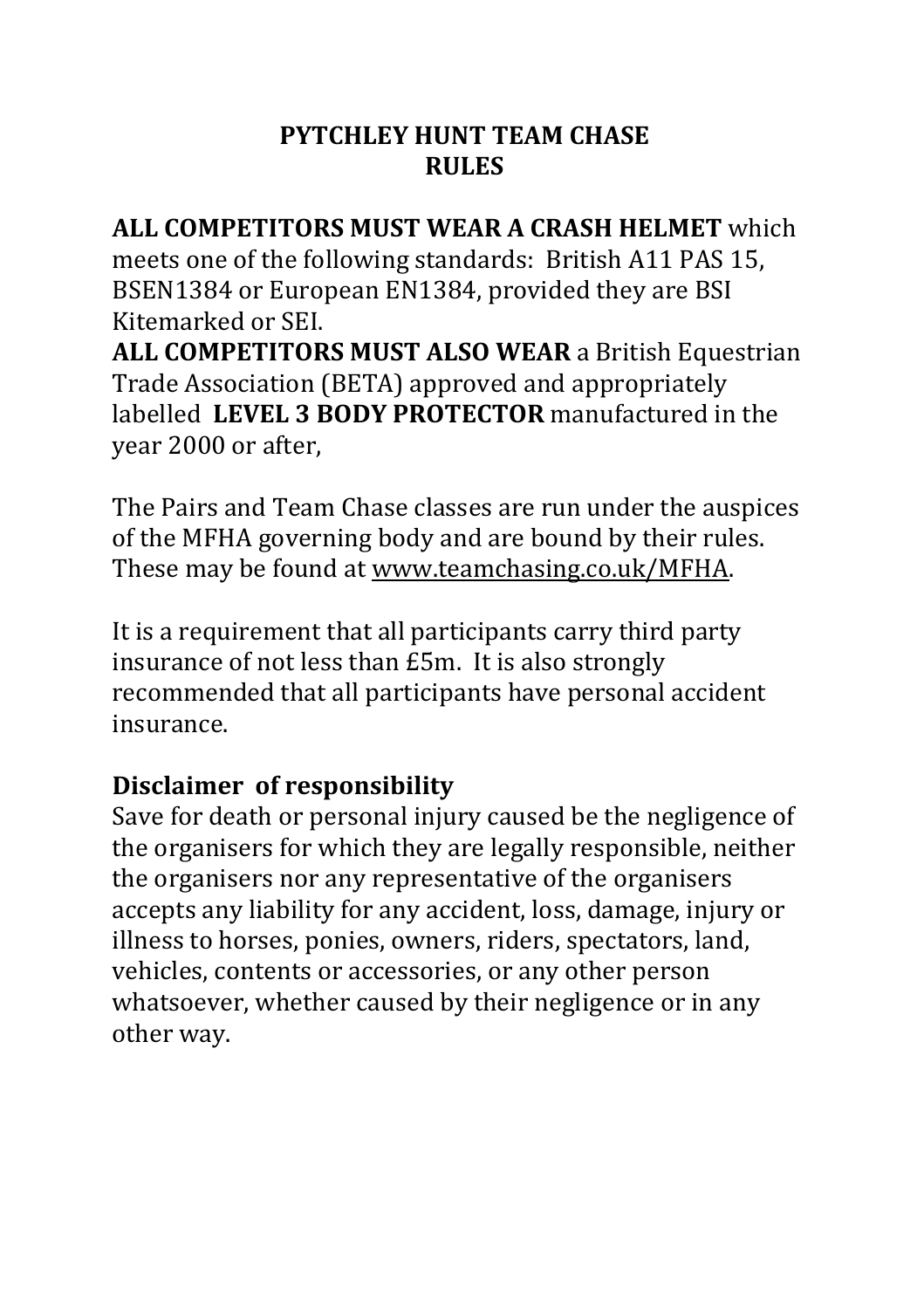# PYTCHLEY HUNT TEAM CHASE RULES

**ALL COMPETITORS MUST WEAR A CRASH HELMET** which meets one of the following standards: British A11 PAS 15, BSEN1384 or European EN1384, provided they are BSI Kitemarked or SEI.

**ALL COMPETITORS MUST ALSO WEAR** a British Equestrian Trade Association (BETA) approved and appropriately labelled **LEVEL 3 BODY PROTECTOR** manufactured in the year 2000 or after,

The Pairs and Team Chase classes are run under the auspices of the MFHA governing body and are bound by their rules. These may be found at www.teamchasing.co.uk/MFHA.

It is a requirement that all participants carry third party insurance of not less than £5m. It is also strongly recommended that all participants have personal accident insurance.

## Disclaimer of responsibility

Save for death or personal injury caused be the negligence of the organisers for which they are legally responsible, neither the organisers nor any representative of the organisers accepts any liability for any accident, loss, damage, injury or illness to horses, ponies, owners, riders, spectators, land, vehicles, contents or accessories, or any other person whatsoever, whether caused by their negligence or in any other way.